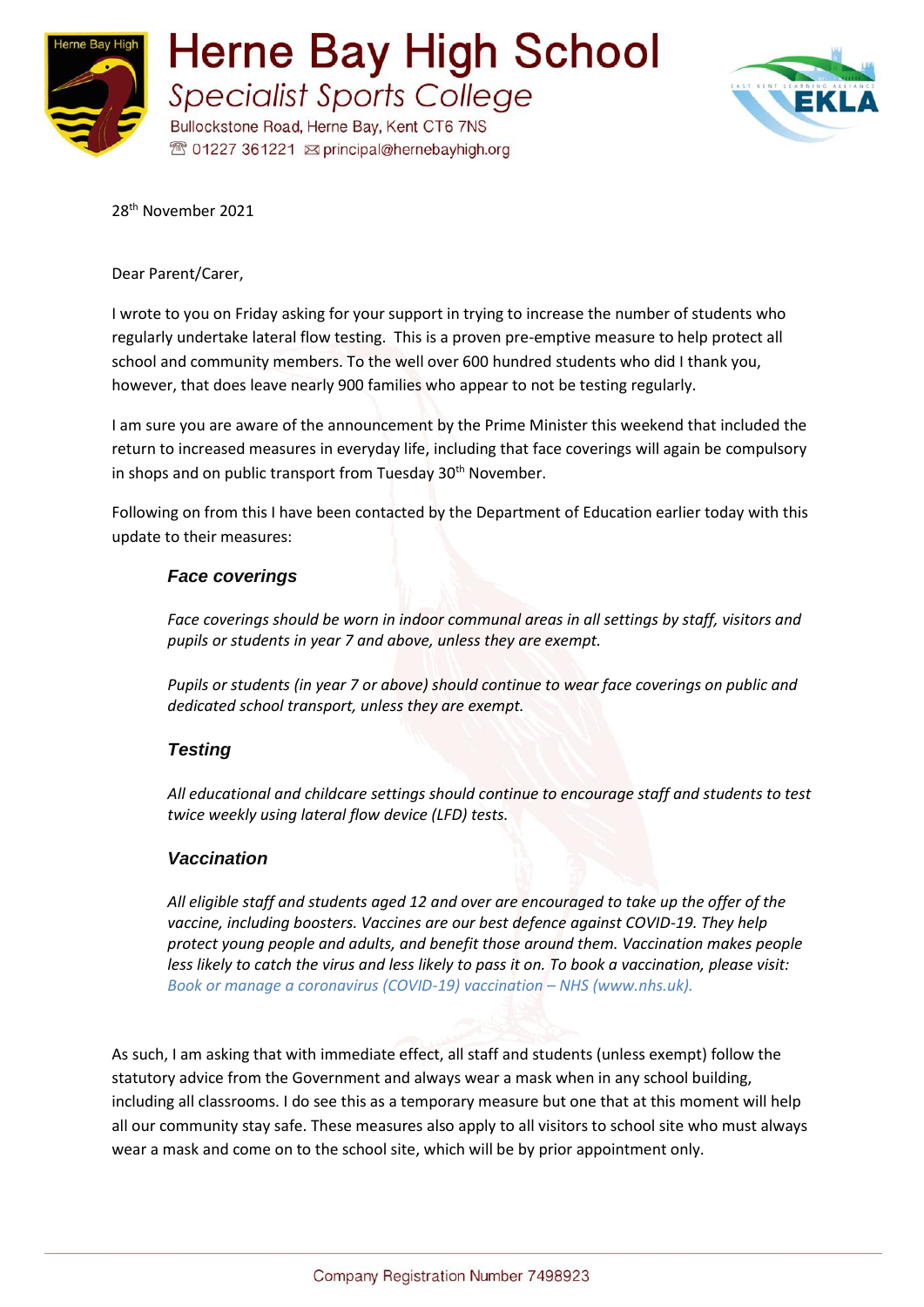# Herne Bay High School

## Specialist Sports College

Bullockstone Road, Herne Bay, Kent CT6 7NS
☎ 01227 361221 ✉ principal@hernebayhigh.org

28th November 2021

Dear Parent/Carer,

I wrote to you on Friday asking for your support in trying to increase the number of students who regularly undertake lateral flow testing. This is a proven pre-emptive measure to help protect all school and community members. To the well over 600 hundred students who did I thank you, however, that does leave nearly 900 families who appear to not be testing regularly.

I am sure you are aware of the announcement by the Prime Minister this weekend that included the return to increased measures in everyday life, including that face coverings will again be compulsory in shops and on public transport from Tuesday 30th November.

Following on from this I have been contacted by the Department of Education earlier today with this update to their measures:

> ***Face coverings***
>
> *Face coverings should be worn in indoor communal areas in all settings by staff, visitors and pupils or students in year 7 and above, unless they are exempt.*
>
> *Pupils or students (in year 7 or above) should continue to wear face coverings on public and dedicated school transport, unless they are exempt.*
>
> ***Testing***
>
> *All educational and childcare settings should continue to encourage staff and students to test twice weekly using lateral flow device (LFD) tests.*
>
> ***Vaccination***
>
> *All eligible staff and students aged 12 and over are encouraged to take up the offer of the vaccine, including boosters. Vaccines are our best defence against COVID-19. They help protect young people and adults, and benefit those around them. Vaccination makes people less likely to catch the virus and less likely to pass it on. To book a vaccination, please visit: Book or manage a coronavirus (COVID-19) vaccination – NHS (www.nhs.uk).*

As such, I am asking that with immediate effect, all staff and students (unless exempt) follow the statutory advice from the Government and always wear a mask when in any school building, including all classrooms. I do see this as a temporary measure but one that at this moment will help all our community stay safe. These measures also apply to all visitors to school site who must always wear a mask and come on to the school site, which will be by prior appointment only.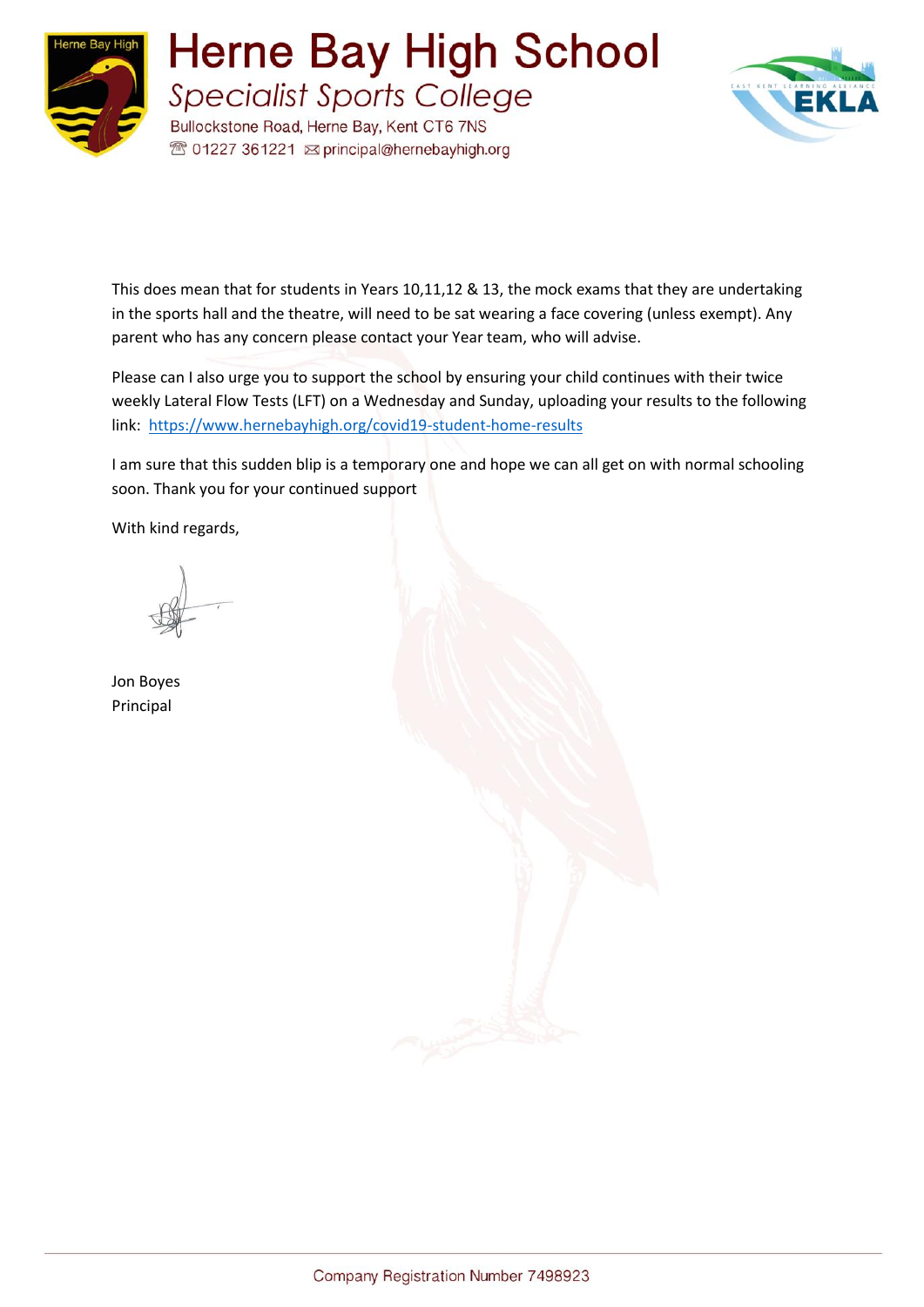This does mean that for students in Years 10,11,12 & 13, the mock exams that they are undertaking in the sports hall and the theatre, will need to be sat wearing a face covering (unless exempt). Any parent who has any concern please contact your Year team, who will advise.

Please can I also urge you to support the school by ensuring your child continues with their twice weekly Lateral Flow Tests (LFT) on a Wednesday and Sunday, uploading your results to the following link: https://www.hernebayhigh.org/covid19-student-home-results

I am sure that this sudden blip is a temporary one and hope we can all get on with normal schooling soon. Thank you for your continued support

With kind regards,

Jon Boyes
Principal